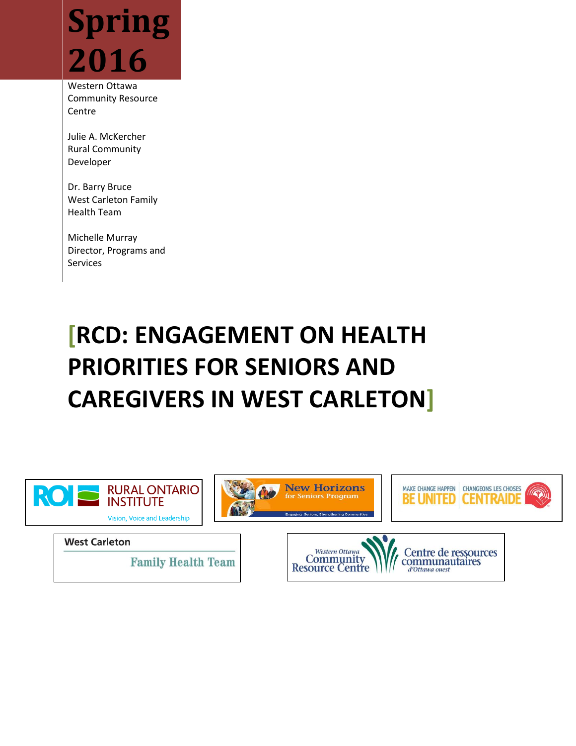# Spring 2016

Western Ottawa Community Resource Centre

Julie A. McKercher
Rural Community Developer

Dr. Barry Bruce
West Carleton Family Health Team

Michelle Murray
Director, Programs and Services

# [RCD: ENGAGEMENT ON HEALTH PRIORITIES FOR SENIORS AND CAREGIVERS IN WEST CARLETON]

ROI RURAL ONTARIO INSTITUTE
Vision, Voice and Leadership

New Horizons for Seniors Program
Engaging Seniors, Strengthening Communities

MAKE CHANGE HAPPEN | CHANGEONS LES CHOSES
BE UNITED | CENTRAIDE

West Carleton Family Health Team

Western Ottawa Community Resource Centre
Centre de ressources communautaires d'Ottawa ouest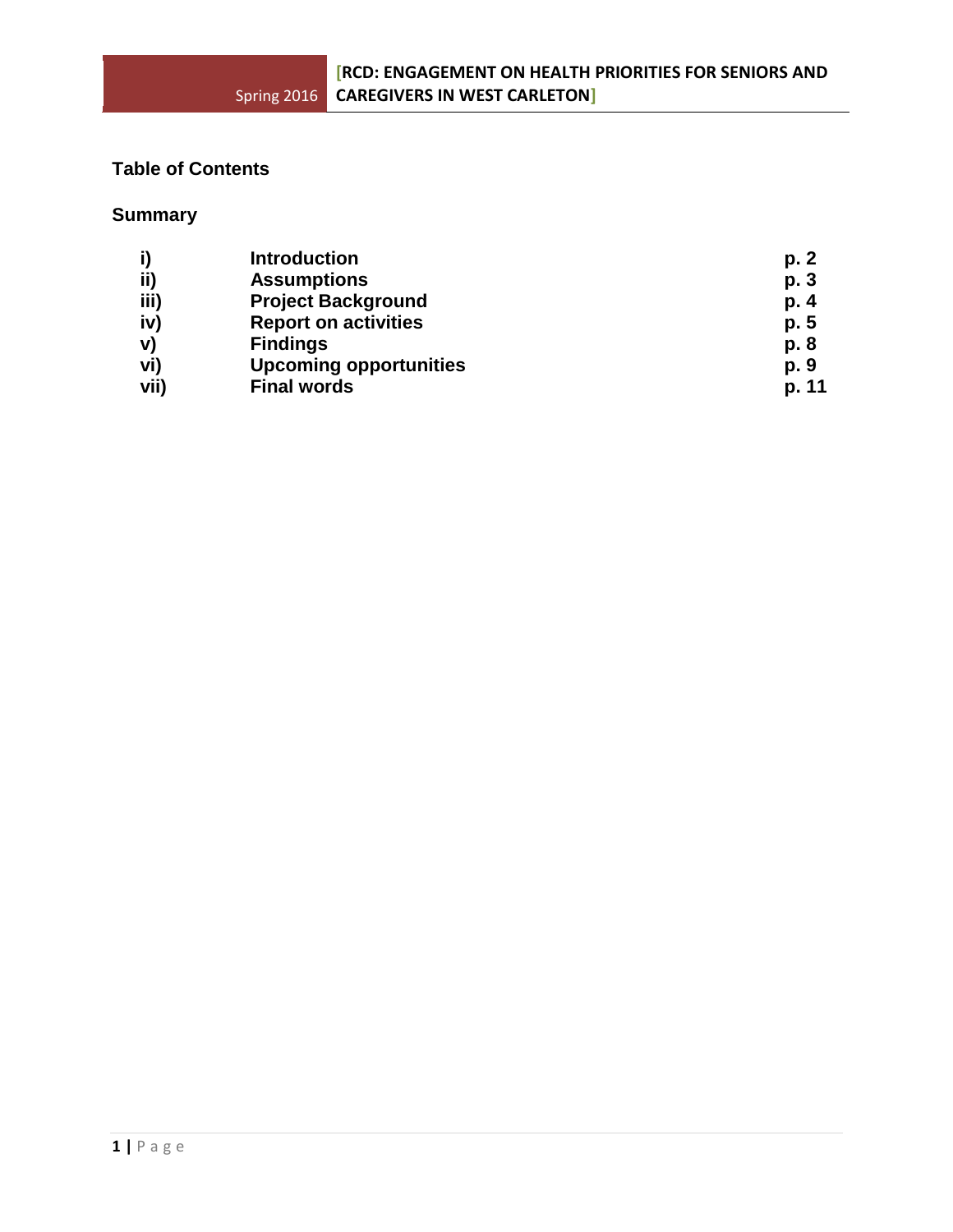# Table of Contents

## Summary

| | | |
|---|---|---|
| i) | Introduction | p. 2 |
| ii) | Assumptions | p. 3 |
| iii) | Project Background | p. 4 |
| iv) | Report on activities | p. 5 |
| v) | Findings | p. 8 |
| vi) | Upcoming opportunities | p. 9 |
| vii) | Final words | p. 11 |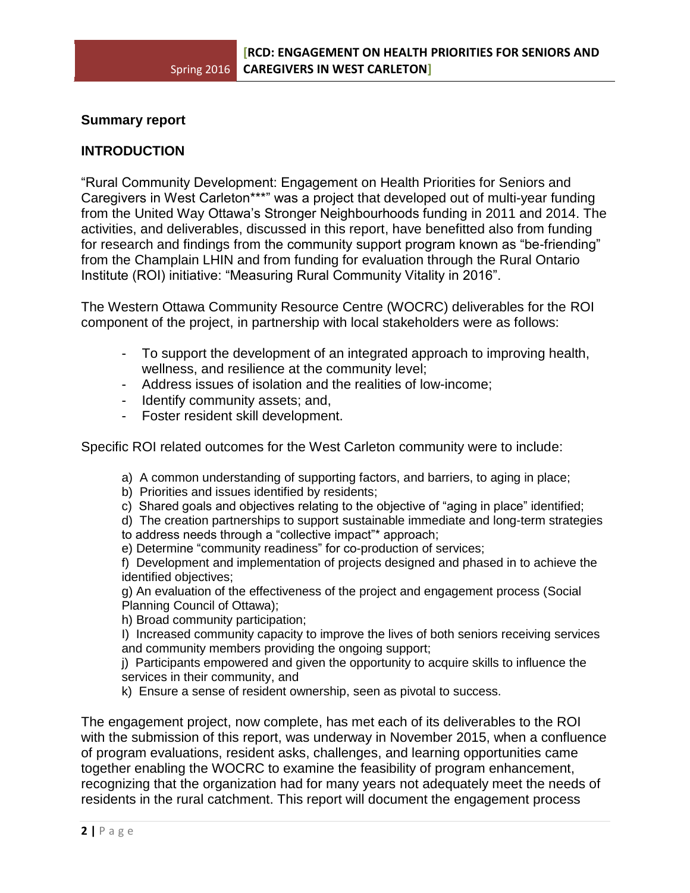**Summary report**

**INTRODUCTION**

"Rural Community Development: Engagement on Health Priorities for Seniors and Caregivers in West Carleton***" was a project that developed out of multi-year funding from the United Way Ottawa's Stronger Neighbourhoods funding in 2011 and 2014. The activities, and deliverables, discussed in this report, have benefitted also from funding for research and findings from the community support program known as "be-friending" from the Champlain LHIN and from funding for evaluation through the Rural Ontario Institute (ROI) initiative: "Measuring Rural Community Vitality in 2016".

The Western Ottawa Community Resource Centre (WOCRC) deliverables for the ROI component of the project, in partnership with local stakeholders were as follows:

- To support the development of an integrated approach to improving health, wellness, and resilience at the community level;
- Address issues of isolation and the realities of low-income;
- Identify community assets; and,
- Foster resident skill development.

Specific ROI related outcomes for the West Carleton community were to include:

a) A common understanding of supporting factors, and barriers, to aging in place;
b) Priorities and issues identified by residents;
c) Shared goals and objectives relating to the objective of "aging in place" identified;
d) The creation partnerships to support sustainable immediate and long-term strategies to address needs through a "collective impact"* approach;
e) Determine "community readiness" for co-production of services;
f) Development and implementation of projects designed and phased in to achieve the identified objectives;
g) An evaluation of the effectiveness of the project and engagement process (Social Planning Council of Ottawa);
h) Broad community participation;
I) Increased community capacity to improve the lives of both seniors receiving services and community members providing the ongoing support;
j) Participants empowered and given the opportunity to acquire skills to influence the services in their community, and
k) Ensure a sense of resident ownership, seen as pivotal to success.

The engagement project, now complete, has met each of its deliverables to the ROI with the submission of this report, was underway in November 2015, when a confluence of program evaluations, resident asks, challenges, and learning opportunities came together enabling the WOCRC to examine the feasibility of program enhancement, recognizing that the organization had for many years not adequately meet the needs of residents in the rural catchment. This report will document the engagement process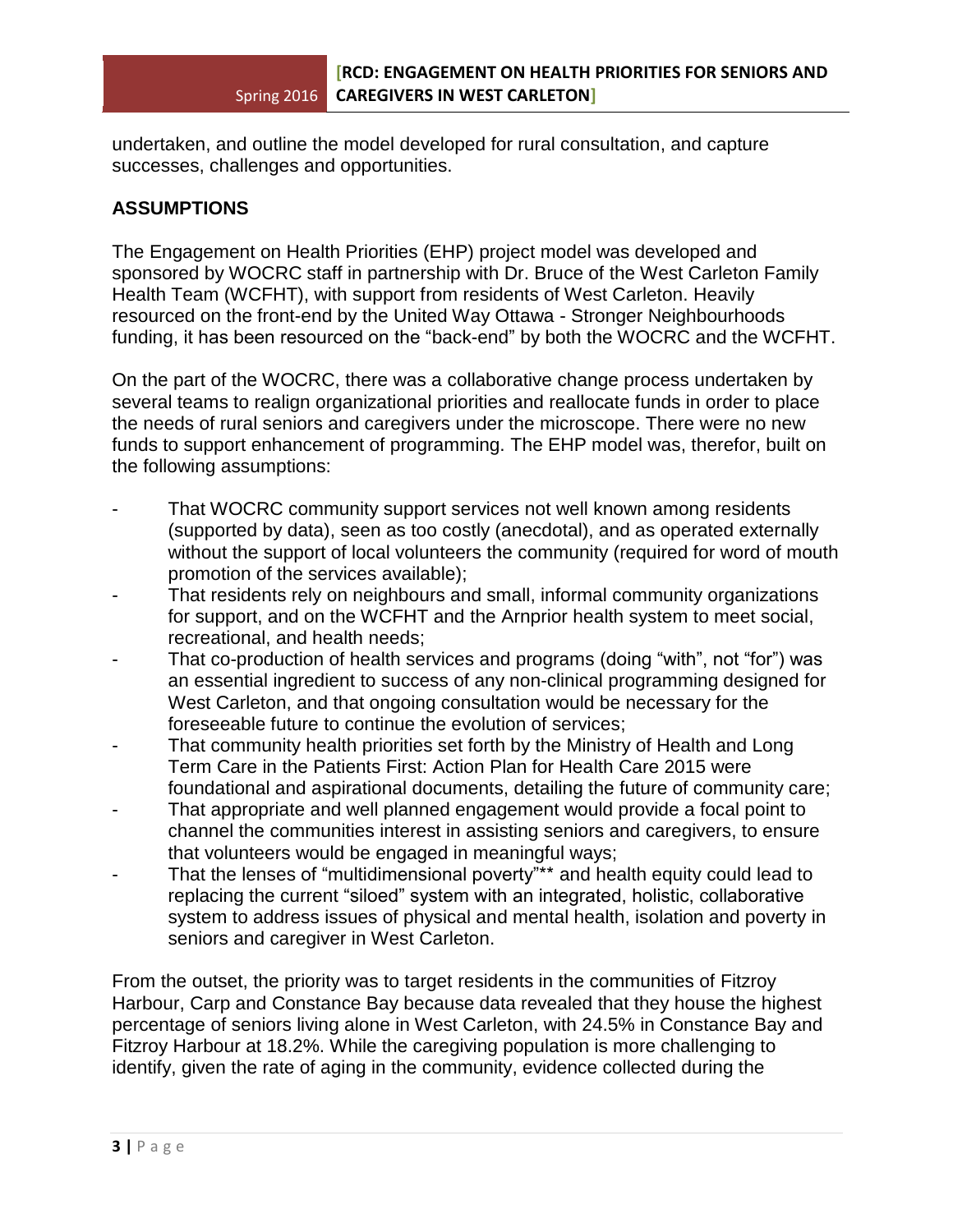undertaken, and outline the model developed for rural consultation, and capture successes, challenges and opportunities.

## ASSUMPTIONS

The Engagement on Health Priorities (EHP) project model was developed and sponsored by WOCRC staff in partnership with Dr. Bruce of the West Carleton Family Health Team (WCFHT), with support from residents of West Carleton. Heavily resourced on the front-end by the United Way Ottawa - Stronger Neighbourhoods funding, it has been resourced on the "back-end" by both the WOCRC and the WCFHT.

On the part of the WOCRC, there was a collaborative change process undertaken by several teams to realign organizational priorities and reallocate funds in order to place the needs of rural seniors and caregivers under the microscope. There were no new funds to support enhancement of programming. The EHP model was, therefor, built on the following assumptions:

- That WOCRC community support services not well known among residents (supported by data), seen as too costly (anecdotal), and as operated externally without the support of local volunteers the community (required for word of mouth promotion of the services available);
- That residents rely on neighbours and small, informal community organizations for support, and on the WCFHT and the Arnprior health system to meet social, recreational, and health needs;
- That co-production of health services and programs (doing "with", not "for") was an essential ingredient to success of any non-clinical programming designed for West Carleton, and that ongoing consultation would be necessary for the foreseeable future to continue the evolution of services;
- That community health priorities set forth by the Ministry of Health and Long Term Care in the Patients First: Action Plan for Health Care 2015 were foundational and aspirational documents, detailing the future of community care;
- That appropriate and well planned engagement would provide a focal point to channel the communities interest in assisting seniors and caregivers, to ensure that volunteers would be engaged in meaningful ways;
- That the lenses of "multidimensional poverty"** and health equity could lead to replacing the current "siloed" system with an integrated, holistic, collaborative system to address issues of physical and mental health, isolation and poverty in seniors and caregiver in West Carleton.

From the outset, the priority was to target residents in the communities of Fitzroy Harbour, Carp and Constance Bay because data revealed that they house the highest percentage of seniors living alone in West Carleton, with 24.5% in Constance Bay and Fitzroy Harbour at 18.2%. While the caregiving population is more challenging to identify, given the rate of aging in the community, evidence collected during the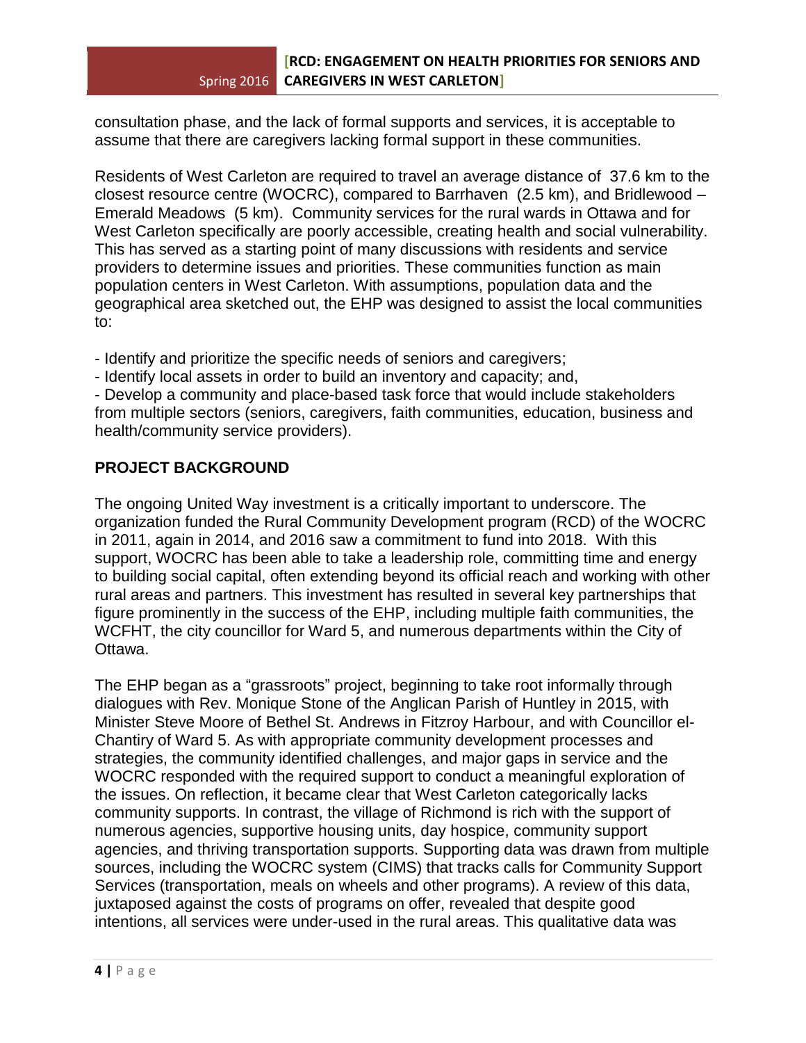consultation phase, and the lack of formal supports and services, it is acceptable to assume that there are caregivers lacking formal support in these communities.

Residents of West Carleton are required to travel an average distance of 37.6 km to the closest resource centre (WOCRC), compared to Barrhaven (2.5 km), and Bridlewood – Emerald Meadows (5 km). Community services for the rural wards in Ottawa and for West Carleton specifically are poorly accessible, creating health and social vulnerability. This has served as a starting point of many discussions with residents and service providers to determine issues and priorities. These communities function as main population centers in West Carleton. With assumptions, population data and the geographical area sketched out, the EHP was designed to assist the local communities to:

- Identify and prioritize the specific needs of seniors and caregivers;
- Identify local assets in order to build an inventory and capacity; and,
- Develop a community and place-based task force that would include stakeholders from multiple sectors (seniors, caregivers, faith communities, education, business and health/community service providers).

## PROJECT BACKGROUND

The ongoing United Way investment is a critically important to underscore. The organization funded the Rural Community Development program (RCD) of the WOCRC in 2011, again in 2014, and 2016 saw a commitment to fund into 2018. With this support, WOCRC has been able to take a leadership role, committing time and energy to building social capital, often extending beyond its official reach and working with other rural areas and partners. This investment has resulted in several key partnerships that figure prominently in the success of the EHP, including multiple faith communities, the WCFHT, the city councillor for Ward 5, and numerous departments within the City of Ottawa.

The EHP began as a "grassroots" project, beginning to take root informally through dialogues with Rev. Monique Stone of the Anglican Parish of Huntley in 2015, with Minister Steve Moore of Bethel St. Andrews in Fitzroy Harbour, and with Councillor el-Chantiry of Ward 5. As with appropriate community development processes and strategies, the community identified challenges, and major gaps in service and the WOCRC responded with the required support to conduct a meaningful exploration of the issues. On reflection, it became clear that West Carleton categorically lacks community supports. In contrast, the village of Richmond is rich with the support of numerous agencies, supportive housing units, day hospice, community support agencies, and thriving transportation supports. Supporting data was drawn from multiple sources, including the WOCRC system (CIMS) that tracks calls for Community Support Services (transportation, meals on wheels and other programs). A review of this data, juxtaposed against the costs of programs on offer, revealed that despite good intentions, all services were under-used in the rural areas. This qualitative data was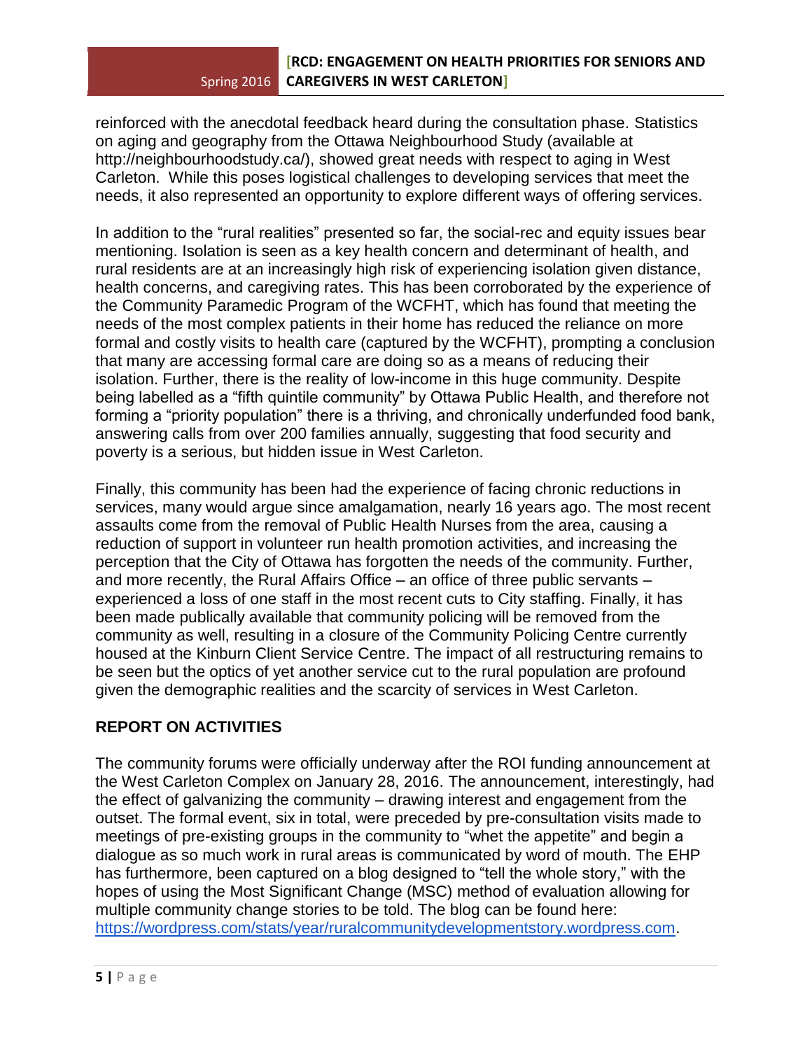reinforced with the anecdotal feedback heard during the consultation phase. Statistics on aging and geography from the Ottawa Neighbourhood Study (available at http://neighbourhoodstudy.ca/), showed great needs with respect to aging in West Carleton. While this poses logistical challenges to developing services that meet the needs, it also represented an opportunity to explore different ways of offering services.

In addition to the "rural realities" presented so far, the social-rec and equity issues bear mentioning. Isolation is seen as a key health concern and determinant of health, and rural residents are at an increasingly high risk of experiencing isolation given distance, health concerns, and caregiving rates. This has been corroborated by the experience of the Community Paramedic Program of the WCFHT, which has found that meeting the needs of the most complex patients in their home has reduced the reliance on more formal and costly visits to health care (captured by the WCFHT), prompting a conclusion that many are accessing formal care are doing so as a means of reducing their isolation. Further, there is the reality of low-income in this huge community. Despite being labelled as a "fifth quintile community" by Ottawa Public Health, and therefore not forming a "priority population" there is a thriving, and chronically underfunded food bank, answering calls from over 200 families annually, suggesting that food security and poverty is a serious, but hidden issue in West Carleton.

Finally, this community has been had the experience of facing chronic reductions in services, many would argue since amalgamation, nearly 16 years ago. The most recent assaults come from the removal of Public Health Nurses from the area, causing a reduction of support in volunteer run health promotion activities, and increasing the perception that the City of Ottawa has forgotten the needs of the community. Further, and more recently, the Rural Affairs Office – an office of three public servants – experienced a loss of one staff in the most recent cuts to City staffing. Finally, it has been made publically available that community policing will be removed from the community as well, resulting in a closure of the Community Policing Centre currently housed at the Kinburn Client Service Centre. The impact of all restructuring remains to be seen but the optics of yet another service cut to the rural population are profound given the demographic realities and the scarcity of services in West Carleton.

## REPORT ON ACTIVITIES

The community forums were officially underway after the ROI funding announcement at the West Carleton Complex on January 28, 2016. The announcement, interestingly, had the effect of galvanizing the community – drawing interest and engagement from the outset. The formal event, six in total, were preceded by pre-consultation visits made to meetings of pre-existing groups in the community to "whet the appetite" and begin a dialogue as so much work in rural areas is communicated by word of mouth. The EHP has furthermore, been captured on a blog designed to "tell the whole story," with the hopes of using the Most Significant Change (MSC) method of evaluation allowing for multiple community change stories to be told. The blog can be found here: https://wordpress.com/stats/year/ruralcommunitydevelopmentstory.wordpress.com.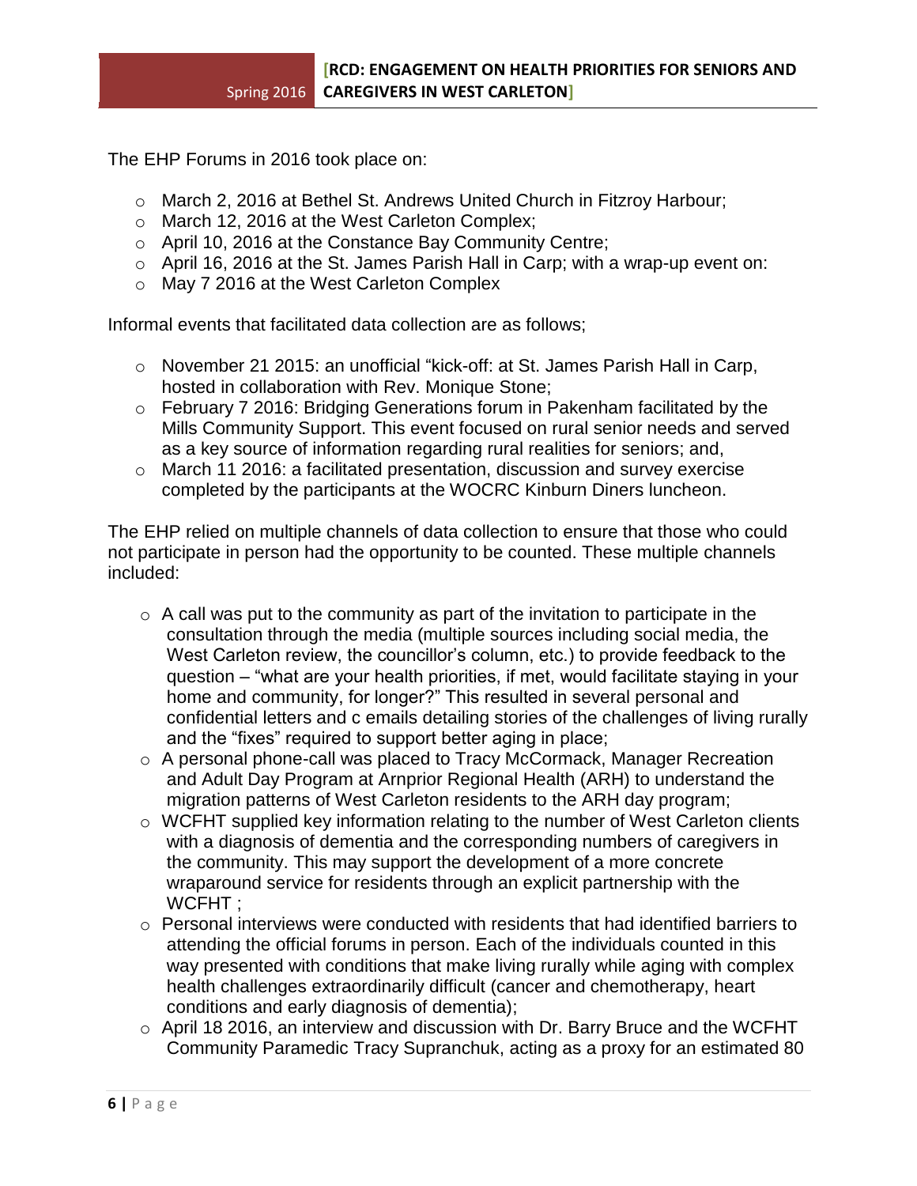The EHP Forums in 2016 took place on:

- March 2, 2016 at Bethel St. Andrews United Church in Fitzroy Harbour;
- March 12, 2016 at the West Carleton Complex;
- April 10, 2016 at the Constance Bay Community Centre;
- April 16, 2016 at the St. James Parish Hall in Carp; with a wrap-up event on:
- May 7 2016 at the West Carleton Complex

Informal events that facilitated data collection are as follows;

- November 21 2015: an unofficial "kick-off: at St. James Parish Hall in Carp, hosted in collaboration with Rev. Monique Stone;
- February 7 2016: Bridging Generations forum in Pakenham facilitated by the Mills Community Support. This event focused on rural senior needs and served as a key source of information regarding rural realities for seniors; and,
- March 11 2016: a facilitated presentation, discussion and survey exercise completed by the participants at the WOCRC Kinburn Diners luncheon.

The EHP relied on multiple channels of data collection to ensure that those who could not participate in person had the opportunity to be counted. These multiple channels included:

- A call was put to the community as part of the invitation to participate in the consultation through the media (multiple sources including social media, the West Carleton review, the councillor's column, etc.) to provide feedback to the question – "what are your health priorities, if met, would facilitate staying in your home and community, for longer?" This resulted in several personal and confidential letters and c emails detailing stories of the challenges of living rurally and the "fixes" required to support better aging in place;
- A personal phone-call was placed to Tracy McCormack, Manager Recreation and Adult Day Program at Arnprior Regional Health (ARH) to understand the migration patterns of West Carleton residents to the ARH day program;
- WCFHT supplied key information relating to the number of West Carleton clients with a diagnosis of dementia and the corresponding numbers of caregivers in the community. This may support the development of a more concrete wraparound service for residents through an explicit partnership with the WCFHT ;
- Personal interviews were conducted with residents that had identified barriers to attending the official forums in person. Each of the individuals counted in this way presented with conditions that make living rurally while aging with complex health challenges extraordinarily difficult (cancer and chemotherapy, heart conditions and early diagnosis of dementia);
- April 18 2016, an interview and discussion with Dr. Barry Bruce and the WCFHT Community Paramedic Tracy Supranchuk, acting as a proxy for an estimated 80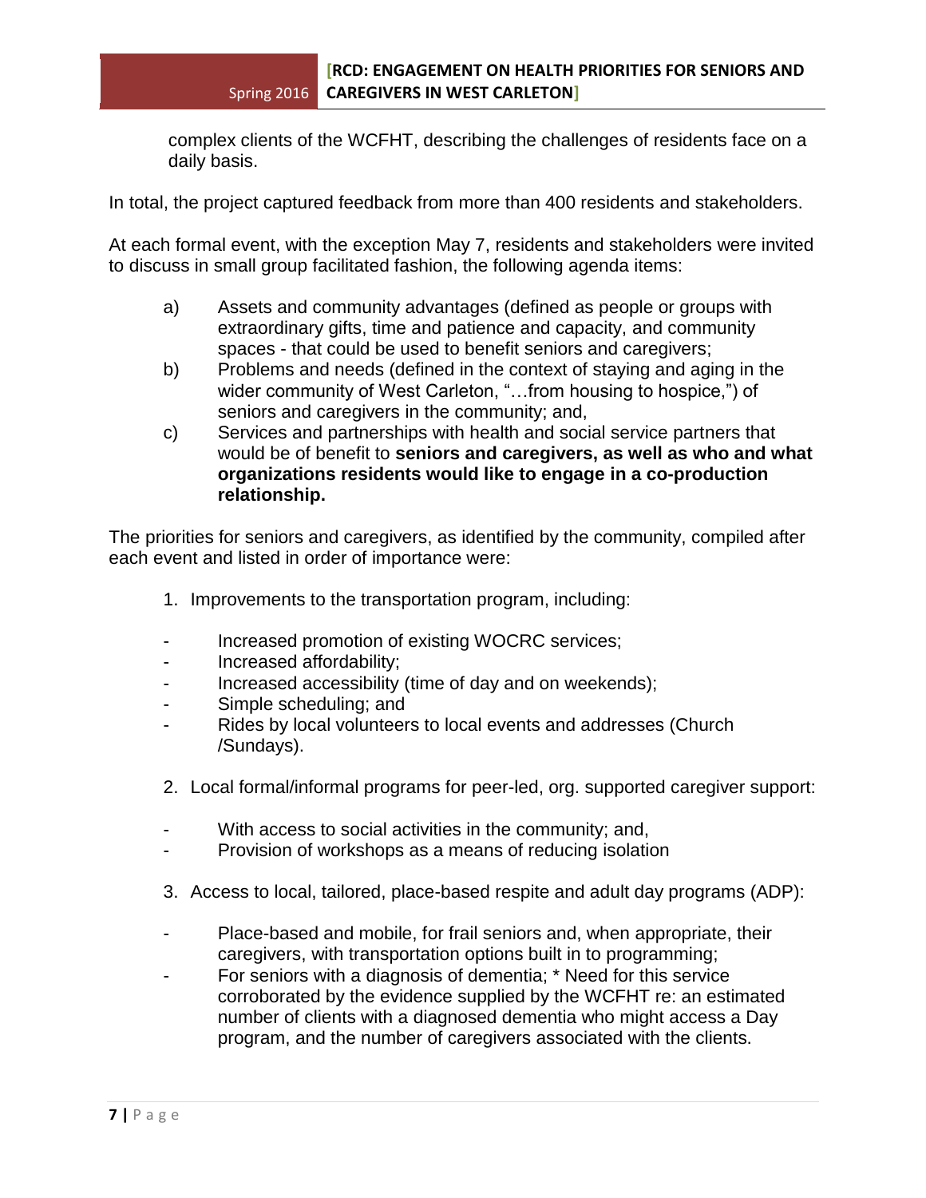complex clients of the WCFHT, describing the challenges of residents face on a daily basis.

In total, the project captured feedback from more than 400 residents and stakeholders.

At each formal event, with the exception May 7, residents and stakeholders were invited to discuss in small group facilitated fashion, the following agenda items:

a) Assets and community advantages (defined as people or groups with extraordinary gifts, time and patience and capacity, and community spaces - that could be used to benefit seniors and caregivers;
b) Problems and needs (defined in the context of staying and aging in the wider community of West Carleton, "…from housing to hospice,") of seniors and caregivers in the community; and,
c) Services and partnerships with health and social service partners that would be of benefit to **seniors and caregivers, as well as who and what organizations residents would like to engage in a co-production relationship.**

The priorities for seniors and caregivers, as identified by the community, compiled after each event and listed in order of importance were:

1. Improvements to the transportation program, including:

- Increased promotion of existing WOCRC services;
- Increased affordability;
- Increased accessibility (time of day and on weekends);
- Simple scheduling; and
- Rides by local volunteers to local events and addresses (Church /Sundays).

2. Local formal/informal programs for peer-led, org. supported caregiver support:

- With access to social activities in the community; and,
- Provision of workshops as a means of reducing isolation

3. Access to local, tailored, place-based respite and adult day programs (ADP):

- Place-based and mobile, for frail seniors and, when appropriate, their caregivers, with transportation options built in to programming;
- For seniors with a diagnosis of dementia; * Need for this service corroborated by the evidence supplied by the WCFHT re: an estimated number of clients with a diagnosed dementia who might access a Day program, and the number of caregivers associated with the clients.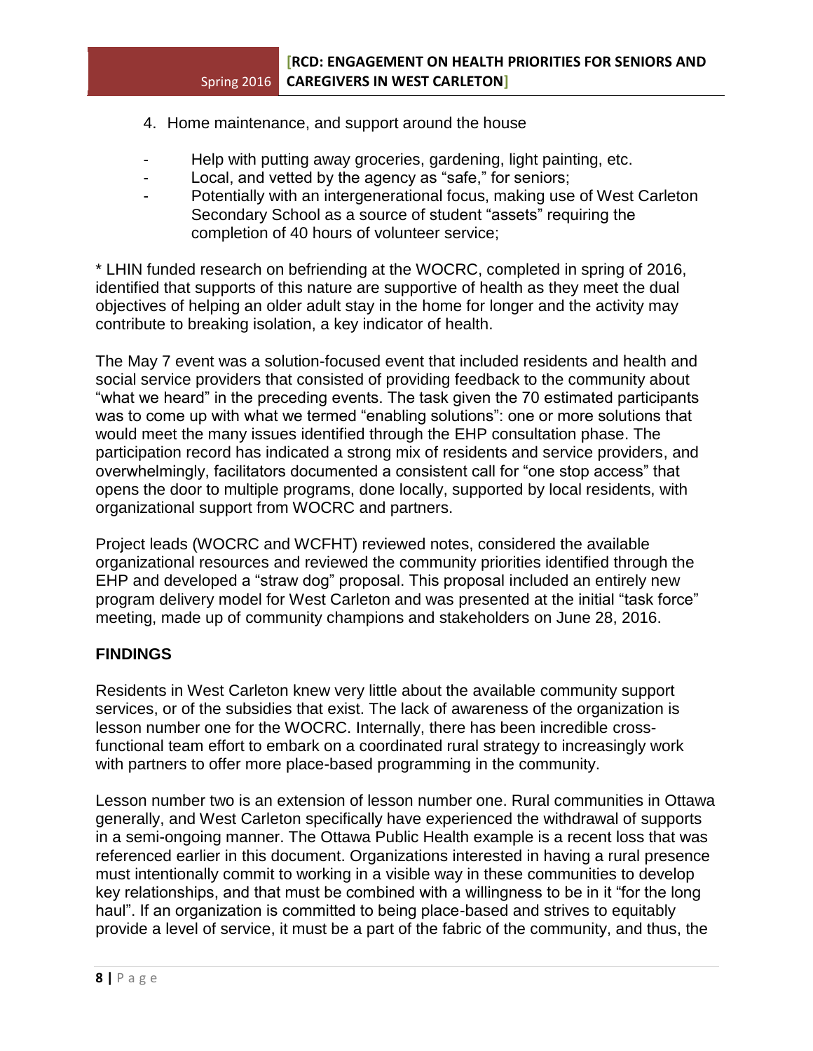4. Home maintenance, and support around the house

- Help with putting away groceries, gardening, light painting, etc.
- Local, and vetted by the agency as "safe," for seniors;
- Potentially with an intergenerational focus, making use of West Carleton Secondary School as a source of student "assets" requiring the completion of 40 hours of volunteer service;

* LHIN funded research on befriending at the WOCRC, completed in spring of 2016, identified that supports of this nature are supportive of health as they meet the dual objectives of helping an older adult stay in the home for longer and the activity may contribute to breaking isolation, a key indicator of health.

The May 7 event was a solution-focused event that included residents and health and social service providers that consisted of providing feedback to the community about "what we heard" in the preceding events. The task given the 70 estimated participants was to come up with what we termed "enabling solutions": one or more solutions that would meet the many issues identified through the EHP consultation phase. The participation record has indicated a strong mix of residents and service providers, and overwhelmingly, facilitators documented a consistent call for "one stop access" that opens the door to multiple programs, done locally, supported by local residents, with organizational support from WOCRC and partners.

Project leads (WOCRC and WCFHT) reviewed notes, considered the available organizational resources and reviewed the community priorities identified through the EHP and developed a "straw dog" proposal. This proposal included an entirely new program delivery model for West Carleton and was presented at the initial "task force" meeting, made up of community champions and stakeholders on June 28, 2016.

## FINDINGS

Residents in West Carleton knew very little about the available community support services, or of the subsidies that exist. The lack of awareness of the organization is lesson number one for the WOCRC. Internally, there has been incredible cross-functional team effort to embark on a coordinated rural strategy to increasingly work with partners to offer more place-based programming in the community.

Lesson number two is an extension of lesson number one. Rural communities in Ottawa generally, and West Carleton specifically have experienced the withdrawal of supports in a semi-ongoing manner. The Ottawa Public Health example is a recent loss that was referenced earlier in this document. Organizations interested in having a rural presence must intentionally commit to working in a visible way in these communities to develop key relationships, and that must be combined with a willingness to be in it "for the long haul". If an organization is committed to being place-based and strives to equitably provide a level of service, it must be a part of the fabric of the community, and thus, the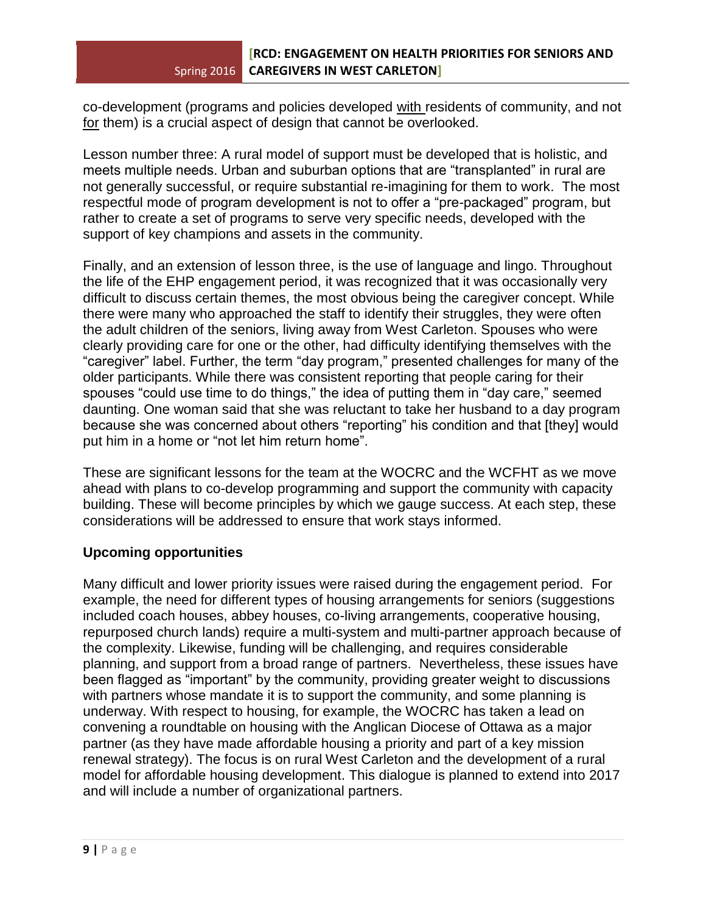co-development (programs and policies developed <u>with</u> residents of community, and not <u>for</u> them) is a crucial aspect of design that cannot be overlooked.

Lesson number three: A rural model of support must be developed that is holistic, and meets multiple needs. Urban and suburban options that are "transplanted" in rural are not generally successful, or require substantial re-imagining for them to work. The most respectful mode of program development is not to offer a "pre-packaged" program, but rather to create a set of programs to serve very specific needs, developed with the support of key champions and assets in the community.

Finally, and an extension of lesson three, is the use of language and lingo. Throughout the life of the EHP engagement period, it was recognized that it was occasionally very difficult to discuss certain themes, the most obvious being the caregiver concept. While there were many who approached the staff to identify their struggles, they were often the adult children of the seniors, living away from West Carleton. Spouses who were clearly providing care for one or the other, had difficulty identifying themselves with the "caregiver" label. Further, the term "day program," presented challenges for many of the older participants. While there was consistent reporting that people caring for their spouses "could use time to do things," the idea of putting them in "day care," seemed daunting. One woman said that she was reluctant to take her husband to a day program because she was concerned about others "reporting" his condition and that [they] would put him in a home or "not let him return home".

These are significant lessons for the team at the WOCRC and the WCFHT as we move ahead with plans to co-develop programming and support the community with capacity building. These will become principles by which we gauge success. At each step, these considerations will be addressed to ensure that work stays informed.

## Upcoming opportunities

Many difficult and lower priority issues were raised during the engagement period. For example, the need for different types of housing arrangements for seniors (suggestions included coach houses, abbey houses, co-living arrangements, cooperative housing, repurposed church lands) require a multi-system and multi-partner approach because of the complexity. Likewise, funding will be challenging, and requires considerable planning, and support from a broad range of partners. Nevertheless, these issues have been flagged as "important" by the community, providing greater weight to discussions with partners whose mandate it is to support the community, and some planning is underway. With respect to housing, for example, the WOCRC has taken a lead on convening a roundtable on housing with the Anglican Diocese of Ottawa as a major partner (as they have made affordable housing a priority and part of a key mission renewal strategy). The focus is on rural West Carleton and the development of a rural model for affordable housing development. This dialogue is planned to extend into 2017 and will include a number of organizational partners.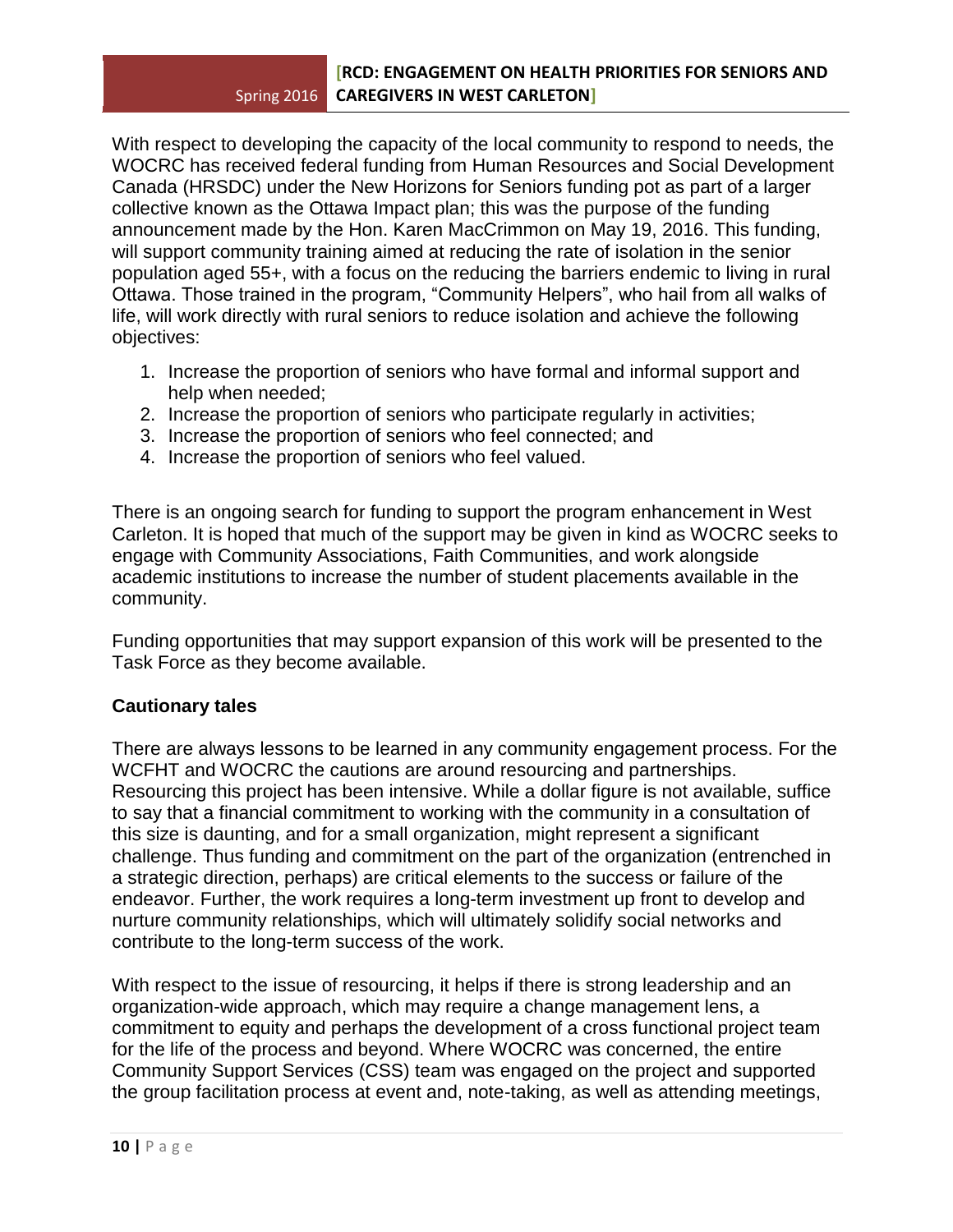With respect to developing the capacity of the local community to respond to needs, the WOCRC has received federal funding from Human Resources and Social Development Canada (HRSDC) under the New Horizons for Seniors funding pot as part of a larger collective known as the Ottawa Impact plan; this was the purpose of the funding announcement made by the Hon. Karen MacCrimmon on May 19, 2016. This funding, will support community training aimed at reducing the rate of isolation in the senior population aged 55+, with a focus on the reducing the barriers endemic to living in rural Ottawa. Those trained in the program, "Community Helpers", who hail from all walks of life, will work directly with rural seniors to reduce isolation and achieve the following objectives:

1. Increase the proportion of seniors who have formal and informal support and help when needed;
2. Increase the proportion of seniors who participate regularly in activities;
3. Increase the proportion of seniors who feel connected; and
4. Increase the proportion of seniors who feel valued.

There is an ongoing search for funding to support the program enhancement in West Carleton. It is hoped that much of the support may be given in kind as WOCRC seeks to engage with Community Associations, Faith Communities, and work alongside academic institutions to increase the number of student placements available in the community.

Funding opportunities that may support expansion of this work will be presented to the Task Force as they become available.

### Cautionary tales

There are always lessons to be learned in any community engagement process. For the WCFHT and WOCRC the cautions are around resourcing and partnerships. Resourcing this project has been intensive. While a dollar figure is not available, suffice to say that a financial commitment to working with the community in a consultation of this size is daunting, and for a small organization, might represent a significant challenge. Thus funding and commitment on the part of the organization (entrenched in a strategic direction, perhaps) are critical elements to the success or failure of the endeavor. Further, the work requires a long-term investment up front to develop and nurture community relationships, which will ultimately solidify social networks and contribute to the long-term success of the work.

With respect to the issue of resourcing, it helps if there is strong leadership and an organization-wide approach, which may require a change management lens, a commitment to equity and perhaps the development of a cross functional project team for the life of the process and beyond. Where WOCRC was concerned, the entire Community Support Services (CSS) team was engaged on the project and supported the group facilitation process at event and, note-taking, as well as attending meetings,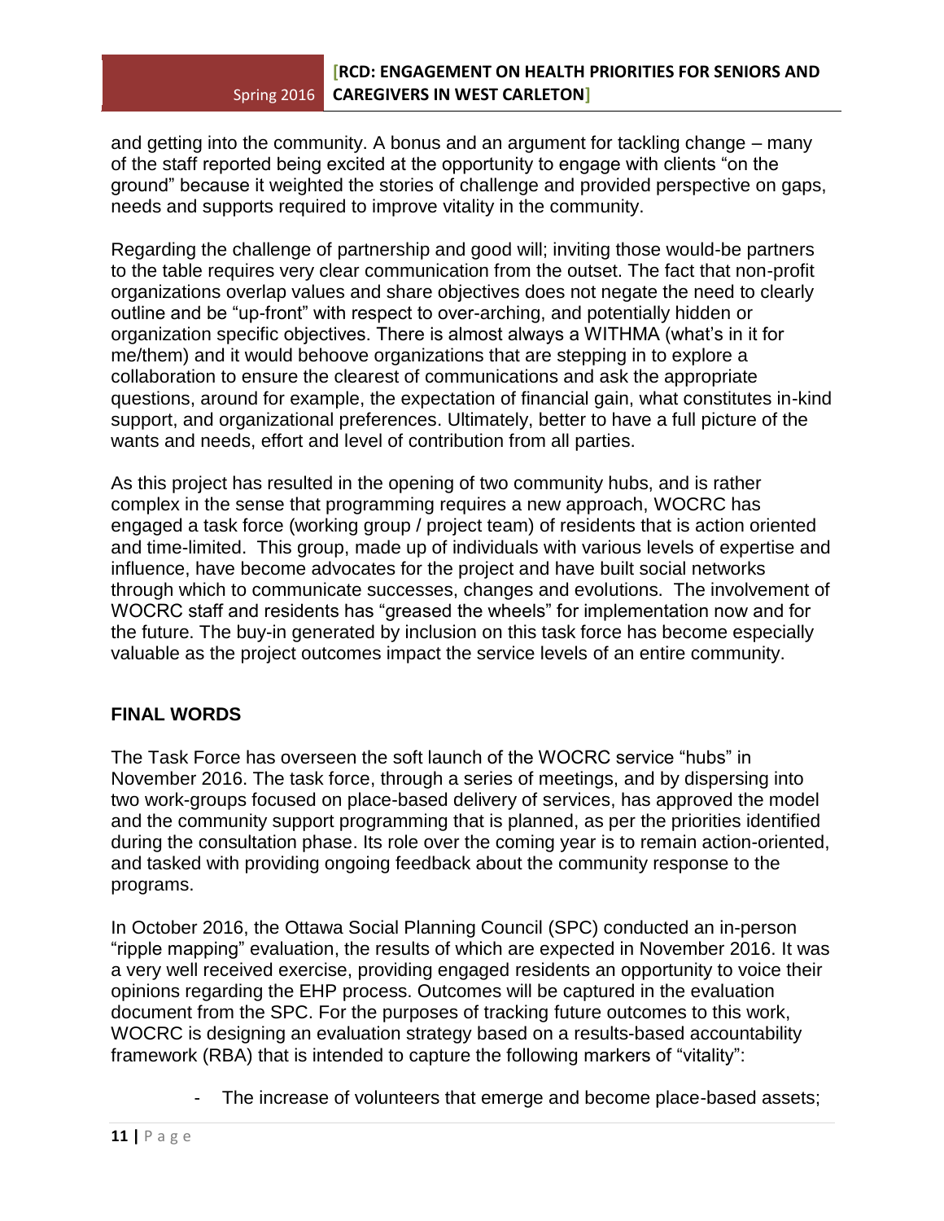and getting into the community. A bonus and an argument for tackling change – many of the staff reported being excited at the opportunity to engage with clients "on the ground" because it weighted the stories of challenge and provided perspective on gaps, needs and supports required to improve vitality in the community.

Regarding the challenge of partnership and good will; inviting those would-be partners to the table requires very clear communication from the outset. The fact that non-profit organizations overlap values and share objectives does not negate the need to clearly outline and be "up-front" with respect to over-arching, and potentially hidden or organization specific objectives. There is almost always a WITHMA (what's in it for me/them) and it would behoove organizations that are stepping in to explore a collaboration to ensure the clearest of communications and ask the appropriate questions, around for example, the expectation of financial gain, what constitutes in-kind support, and organizational preferences. Ultimately, better to have a full picture of the wants and needs, effort and level of contribution from all parties.

As this project has resulted in the opening of two community hubs, and is rather complex in the sense that programming requires a new approach, WOCRC has engaged a task force (working group / project team) of residents that is action oriented and time-limited. This group, made up of individuals with various levels of expertise and influence, have become advocates for the project and have built social networks through which to communicate successes, changes and evolutions. The involvement of WOCRC staff and residents has "greased the wheels" for implementation now and for the future. The buy-in generated by inclusion on this task force has become especially valuable as the project outcomes impact the service levels of an entire community.

## FINAL WORDS

The Task Force has overseen the soft launch of the WOCRC service "hubs" in November 2016. The task force, through a series of meetings, and by dispersing into two work-groups focused on place-based delivery of services, has approved the model and the community support programming that is planned, as per the priorities identified during the consultation phase. Its role over the coming year is to remain action-oriented, and tasked with providing ongoing feedback about the community response to the programs.

In October 2016, the Ottawa Social Planning Council (SPC) conducted an in-person "ripple mapping" evaluation, the results of which are expected in November 2016. It was a very well received exercise, providing engaged residents an opportunity to voice their opinions regarding the EHP process. Outcomes will be captured in the evaluation document from the SPC. For the purposes of tracking future outcomes to this work, WOCRC is designing an evaluation strategy based on a results-based accountability framework (RBA) that is intended to capture the following markers of "vitality":

- The increase of volunteers that emerge and become place-based assets;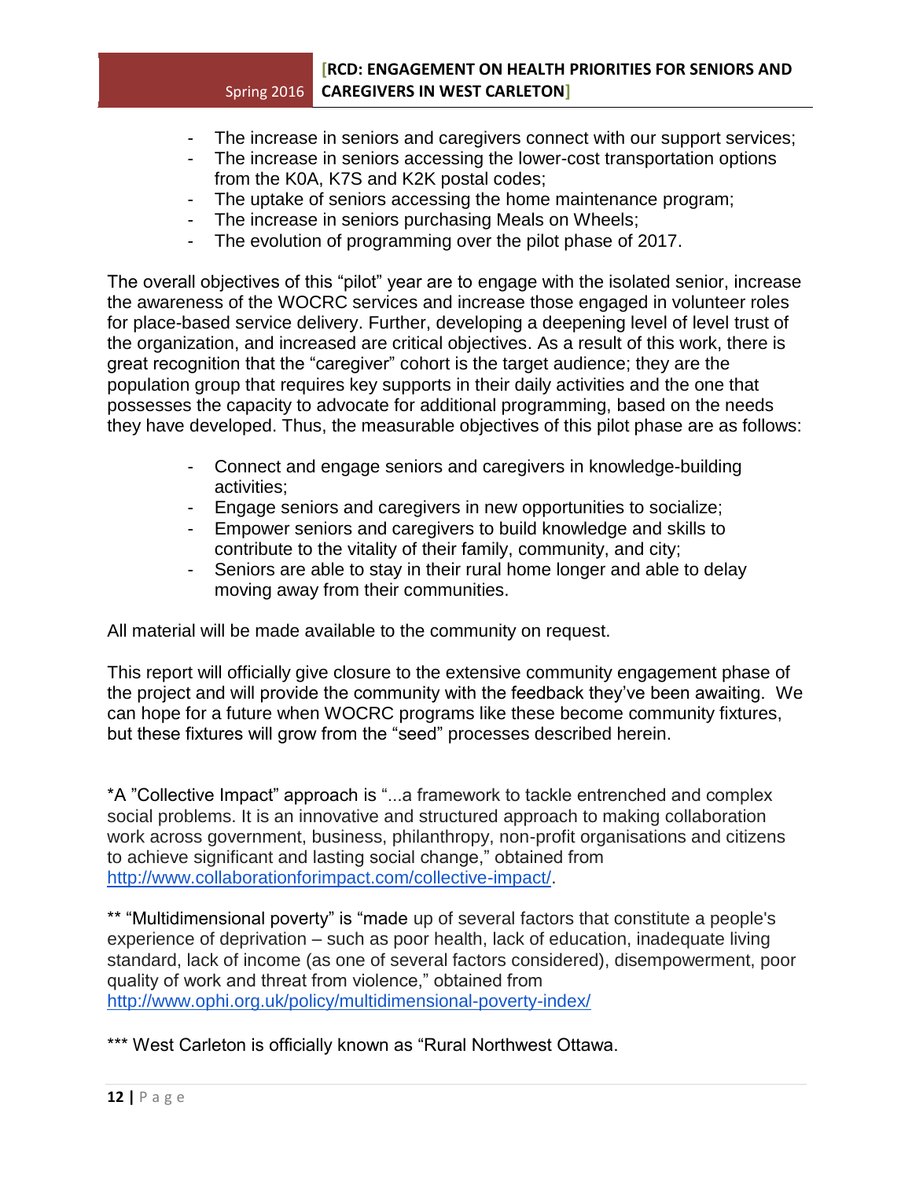- The increase in seniors and caregivers connect with our support services;
- The increase in seniors accessing the lower-cost transportation options from the K0A, K7S and K2K postal codes;
- The uptake of seniors accessing the home maintenance program;
- The increase in seniors purchasing Meals on Wheels;
- The evolution of programming over the pilot phase of 2017.

The overall objectives of this "pilot" year are to engage with the isolated senior, increase the awareness of the WOCRC services and increase those engaged in volunteer roles for place-based service delivery. Further, developing a deepening level of level trust of the organization, and increased are critical objectives. As a result of this work, there is great recognition that the "caregiver" cohort is the target audience; they are the population group that requires key supports in their daily activities and the one that possesses the capacity to advocate for additional programming, based on the needs they have developed. Thus, the measurable objectives of this pilot phase are as follows:

- Connect and engage seniors and caregivers in knowledge-building activities;
- Engage seniors and caregivers in new opportunities to socialize;
- Empower seniors and caregivers to build knowledge and skills to contribute to the vitality of their family, community, and city;
- Seniors are able to stay in their rural home longer and able to delay moving away from their communities.

All material will be made available to the community on request.

This report will officially give closure to the extensive community engagement phase of the project and will provide the community with the feedback they've been awaiting. We can hope for a future when WOCRC programs like these become community fixtures, but these fixtures will grow from the "seed" processes described herein.

*A "Collective Impact" approach is "...a framework to tackle entrenched and complex social problems. It is an innovative and structured approach to making collaboration work across government, business, philanthropy, non-profit organisations and citizens to achieve significant and lasting social change," obtained from http://www.collaborationforimpact.com/collective-impact/.

** "Multidimensional poverty" is "made up of several factors that constitute a people's experience of deprivation – such as poor health, lack of education, inadequate living standard, lack of income (as one of several factors considered), disempowerment, poor quality of work and threat from violence," obtained from http://www.ophi.org.uk/policy/multidimensional-poverty-index/

*** West Carleton is officially known as "Rural Northwest Ottawa.